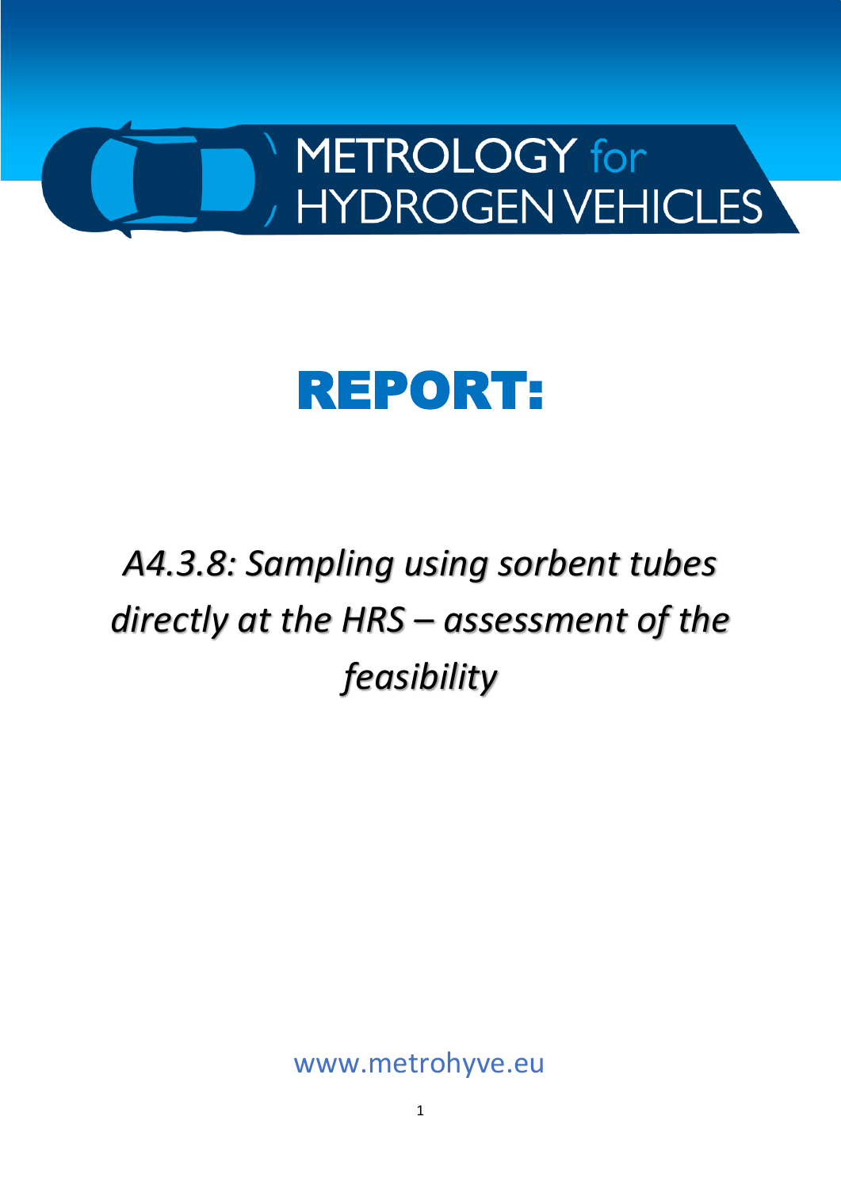METROLOGY for HYDROGEN VEHICLES

# REPORT:

*A4.3.8: Sampling using sorbent tubes directly at the HRS – assessment of the feasibility*

www.metrohyve.eu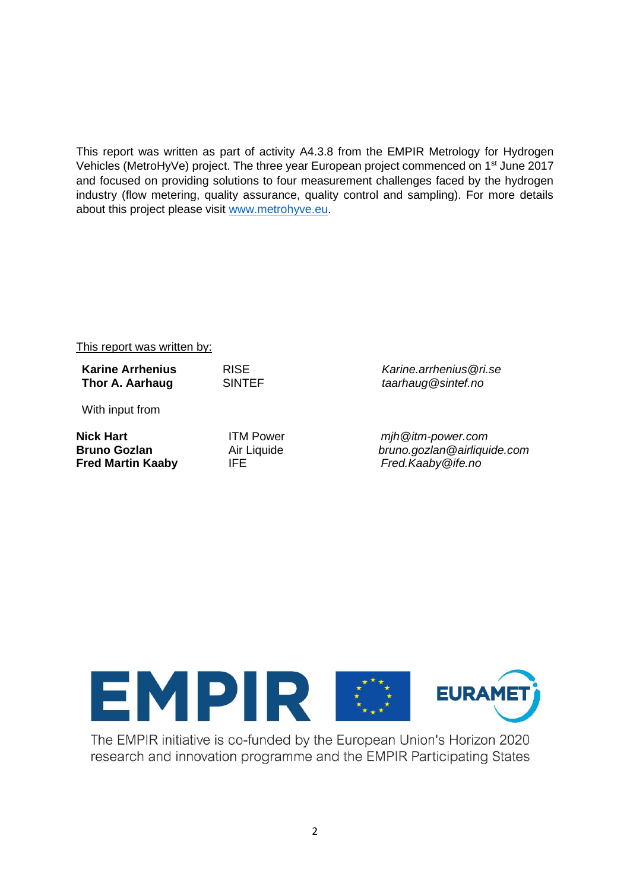This report was written as part of activity A4.3.8 from the EMPIR Metrology for Hydrogen Vehicles (MetroHyVe) project. The three year European project commenced on 1st June 2017 and focused on providing solutions to four measurement challenges faced by the hydrogen industry (flow metering, quality assurance, quality control and sampling). For more details about this project please visit [www.metrohyve.eu](http://www.metrohyve.eu).

This report was written by:

| | | |
|---|---|---|
| **Karine Arrhenius** | RISE | *Karine.arrhenius@ri.se* |
| **Thor A. Aarhaug** | SINTEF | *taarhaug@sintef.no* |

With input from

| | | |
|---|---|---|
| **Nick Hart** | ITM Power | *mjh@itm-power.com* |
| **Bruno Gozlan** | Air Liquide | *bruno.gozlan@airliquide.com* |
| **Fred Martin Kaaby** | IFE | *Fred.Kaaby@ife.no* |

EMPIR EURAMET

The EMPIR initiative is co-funded by the European Union's Horizon 2020 research and innovation programme and the EMPIR Participating States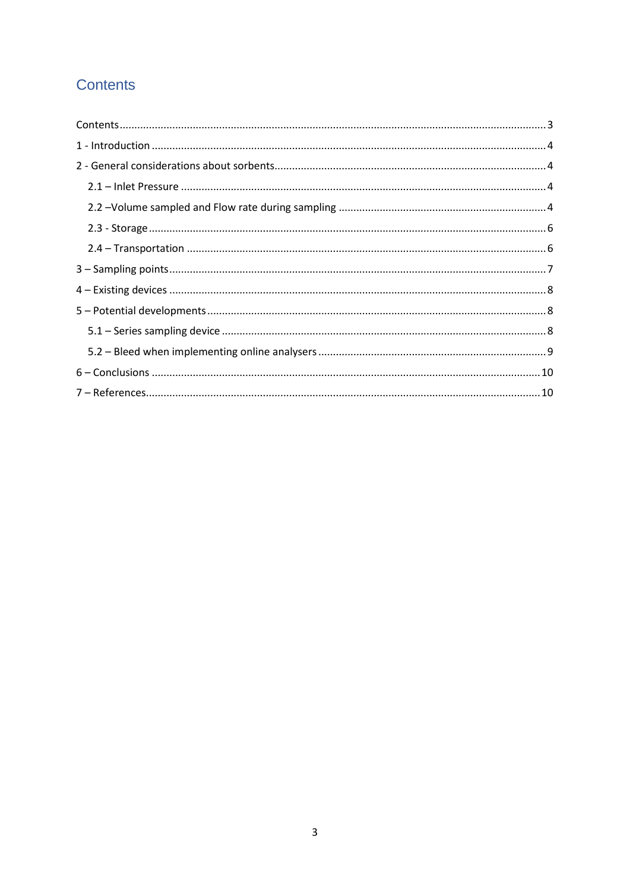# Contents

Contents ............................................................................................................................... 3
1 - Introduction ...................................................................................................................... 4
2 - General considerations about sorbents.............................................................................. 4
  2.1 – Inlet Pressure ............................................................................................................. 4
  2.2 –Volume sampled and Flow rate during sampling ........................................................ 4
  2.3 - Storage ....................................................................................................................... 6
  2.4 – Transportation ........................................................................................................... 6
3 – Sampling points.................................................................................................................. 7
4 – Existing devices .................................................................................................................. 8
5 – Potential developments..................................................................................................... 8
  5.1 – Series sampling device ............................................................................................... 8
  5.2 – Bleed when implementing online analysers ............................................................... 9
6 – Conclusions ...................................................................................................................... 10
7 – References........................................................................................................................ 10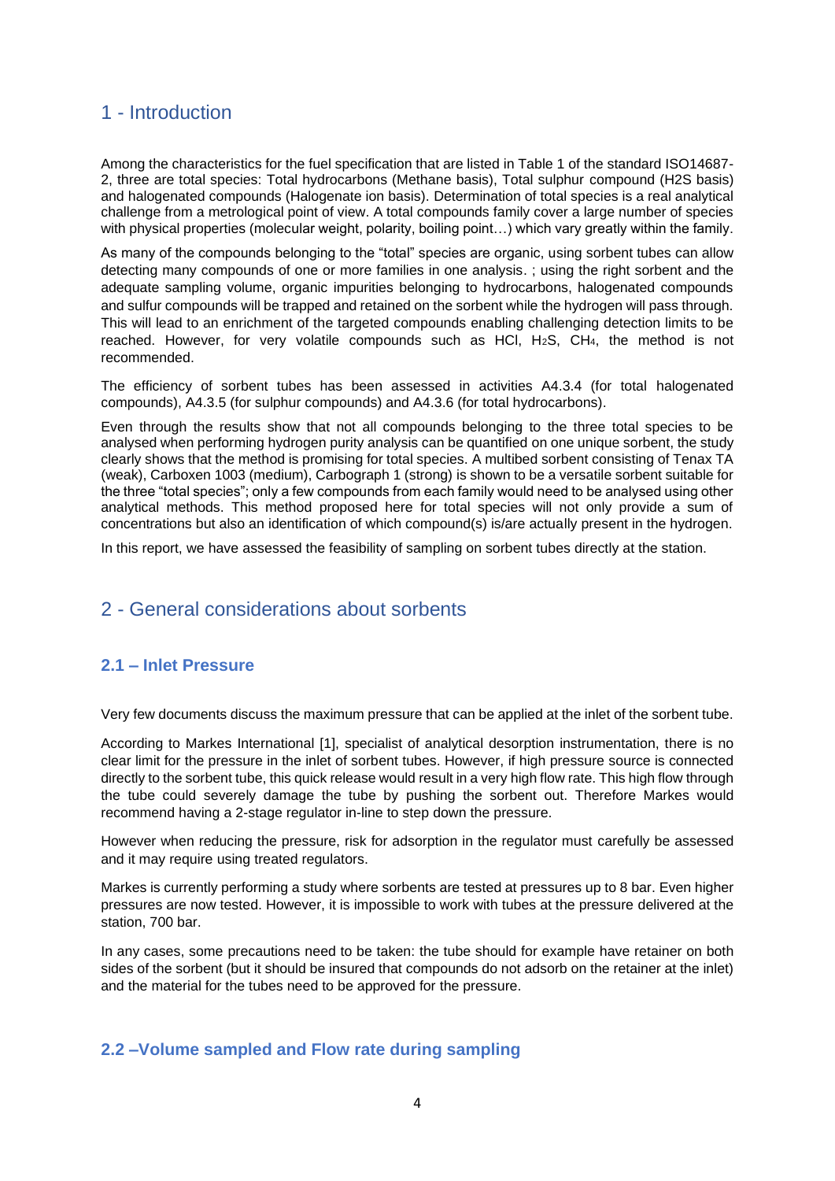# 1 - Introduction

Among the characteristics for the fuel specification that are listed in Table 1 of the standard ISO14687-2, three are total species: Total hydrocarbons (Methane basis), Total sulphur compound (H2S basis) and halogenated compounds (Halogenate ion basis). Determination of total species is a real analytical challenge from a metrological point of view. A total compounds family cover a large number of species with physical properties (molecular weight, polarity, boiling point…) which vary greatly within the family.

As many of the compounds belonging to the "total" species are organic, using sorbent tubes can allow detecting many compounds of one or more families in one analysis. ; using the right sorbent and the adequate sampling volume, organic impurities belonging to hydrocarbons, halogenated compounds and sulfur compounds will be trapped and retained on the sorbent while the hydrogen will pass through. This will lead to an enrichment of the targeted compounds enabling challenging detection limits to be reached. However, for very volatile compounds such as HCl, $H_2S$, $CH_4$, the method is not recommended.

The efficiency of sorbent tubes has been assessed in activities A4.3.4 (for total halogenated compounds), A4.3.5 (for sulphur compounds) and A4.3.6 (for total hydrocarbons).

Even through the results show that not all compounds belonging to the three total species to be analysed when performing hydrogen purity analysis can be quantified on one unique sorbent, the study clearly shows that the method is promising for total species. A multibed sorbent consisting of Tenax TA (weak), Carboxen 1003 (medium), Carbograph 1 (strong) is shown to be a versatile sorbent suitable for the three "total species"; only a few compounds from each family would need to be analysed using other analytical methods. This method proposed here for total species will not only provide a sum of concentrations but also an identification of which compound(s) is/are actually present in the hydrogen.

In this report, we have assessed the feasibility of sampling on sorbent tubes directly at the station.

# 2 - General considerations about sorbents

## 2.1 – Inlet Pressure

Very few documents discuss the maximum pressure that can be applied at the inlet of the sorbent tube.

According to Markes International [1], specialist of analytical desorption instrumentation, there is no clear limit for the pressure in the inlet of sorbent tubes. However, if high pressure source is connected directly to the sorbent tube, this quick release would result in a very high flow rate. This high flow through the tube could severely damage the tube by pushing the sorbent out. Therefore Markes would recommend having a 2-stage regulator in-line to step down the pressure.

However when reducing the pressure, risk for adsorption in the regulator must carefully be assessed and it may require using treated regulators.

Markes is currently performing a study where sorbents are tested at pressures up to 8 bar. Even higher pressures are now tested. However, it is impossible to work with tubes at the pressure delivered at the station, 700 bar.

In any cases, some precautions need to be taken: the tube should for example have retainer on both sides of the sorbent (but it should be insured that compounds do not adsorb on the retainer at the inlet) and the material for the tubes need to be approved for the pressure.

## 2.2 –Volume sampled and Flow rate during sampling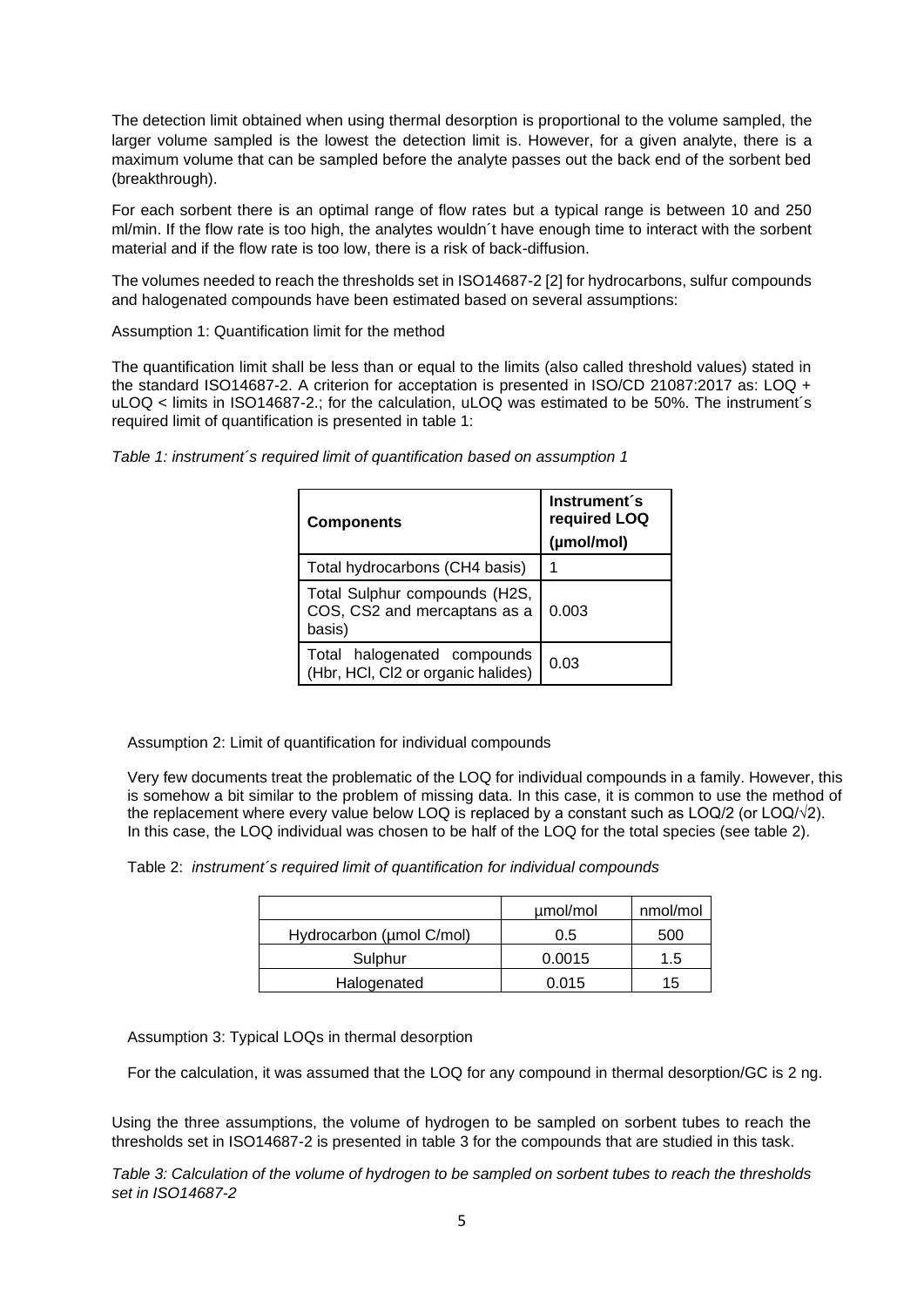The detection limit obtained when using thermal desorption is proportional to the volume sampled, the larger volume sampled is the lowest the detection limit is. However, for a given analyte, there is a maximum volume that can be sampled before the analyte passes out the back end of the sorbent bed (breakthrough).

For each sorbent there is an optimal range of flow rates but a typical range is between 10 and 250 ml/min. If the flow rate is too high, the analytes wouldn´t have enough time to interact with the sorbent material and if the flow rate is too low, there is a risk of back-diffusion.

The volumes needed to reach the thresholds set in ISO14687-2 [2] for hydrocarbons, sulfur compounds and halogenated compounds have been estimated based on several assumptions:

Assumption 1: Quantification limit for the method

The quantification limit shall be less than or equal to the limits (also called threshold values) stated in the standard ISO14687-2. A criterion for acceptation is presented in ISO/CD 21087:2017 as: LOQ + uLOQ < limits in ISO14687-2.; for the calculation, uLOQ was estimated to be 50%. The instrument´s required limit of quantification is presented in table 1:

*Table 1: instrument´s required limit of quantification based on assumption 1*

| **Components** | **Instrument´s required LOQ (µmol/mol)** |
|---|---|
| Total hydrocarbons ($CH_4$ basis) | 1 |
| Total Sulphur compounds ($H_2S$, COS, $CS_2$ and mercaptans as a basis) | 0.003 |
| Total halogenated compounds (Hbr, HCl, $Cl_2$ or organic halides) | 0.03 |

Assumption 2: Limit of quantification for individual compounds

Very few documents treat the problematic of the LOQ for individual compounds in a family. However, this is somehow a bit similar to the problem of missing data. In this case, it is common to use the method of the replacement where every value below LOQ is replaced by a constant such as LOQ/2 (or LOQ/$\sqrt{2}$). In this case, the LOQ individual was chosen to be half of the LOQ for the total species (see table 2).

Table 2: *instrument´s required limit of quantification for individual compounds*

| | µmol/mol | nmol/mol |
|---|---|---|
| Hydrocarbon (µmol C/mol) | 0.5 | 500 |
| Sulphur | 0.0015 | 1.5 |
| Halogenated | 0.015 | 15 |

Assumption 3: Typical LOQs in thermal desorption

For the calculation, it was assumed that the LOQ for any compound in thermal desorption/GC is 2 ng.

Using the three assumptions, the volume of hydrogen to be sampled on sorbent tubes to reach the thresholds set in ISO14687-2 is presented in table 3 for the compounds that are studied in this task.

*Table 3: Calculation of the volume of hydrogen to be sampled on sorbent tubes to reach the thresholds set in ISO14687-2*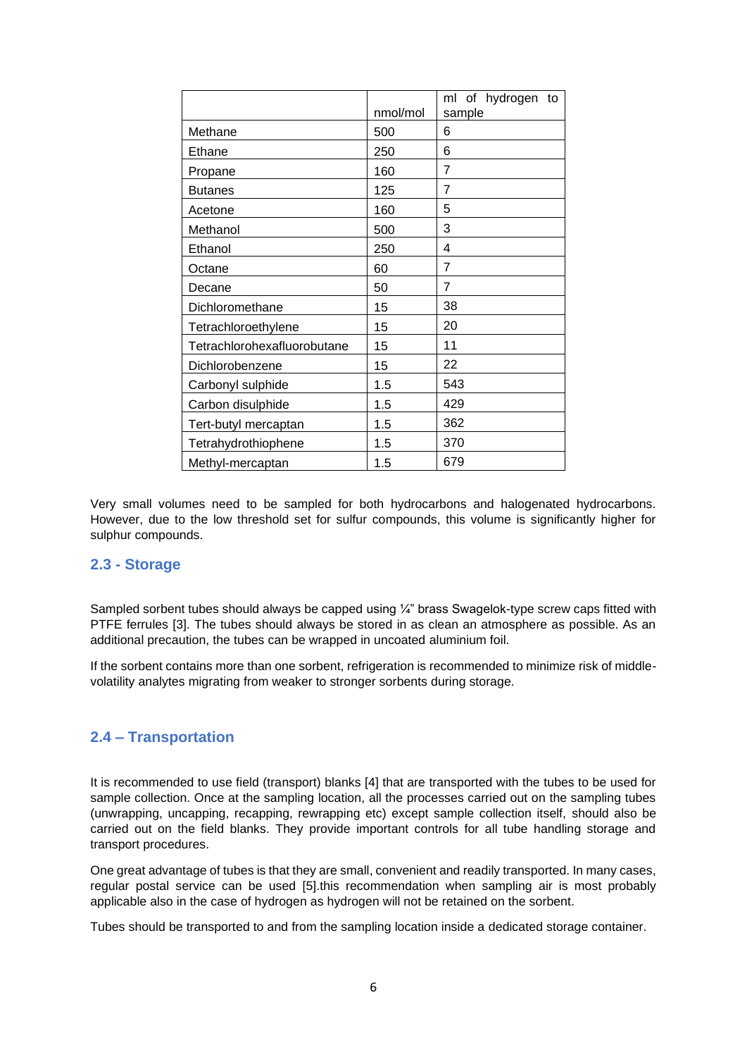| | nmol/mol | ml of hydrogen to sample |
|---|---|---|
| Methane | 500 | 6 |
| Ethane | 250 | 6 |
| Propane | 160 | 7 |
| Butanes | 125 | 7 |
| Acetone | 160 | 5 |
| Methanol | 500 | 3 |
| Ethanol | 250 | 4 |
| Octane | 60 | 7 |
| Decane | 50 | 7 |
| Dichloromethane | 15 | 38 |
| Tetrachloroethylene | 15 | 20 |
| Tetrachlorohexafluorobutane | 15 | 11 |
| Dichlorobenzene | 15 | 22 |
| Carbonyl sulphide | 1.5 | 543 |
| Carbon disulphide | 1.5 | 429 |
| Tert-butyl mercaptan | 1.5 | 362 |
| Tetrahydrothiophene | 1.5 | 370 |
| Methyl-mercaptan | 1.5 | 679 |

Very small volumes need to be sampled for both hydrocarbons and halogenated hydrocarbons. However, due to the low threshold set for sulfur compounds, this volume is significantly higher for sulphur compounds.

## 2.3 - Storage

Sampled sorbent tubes should always be capped using ¼" brass Swagelok-type screw caps fitted with PTFE ferrules [3]. The tubes should always be stored in as clean an atmosphere as possible. As an additional precaution, the tubes can be wrapped in uncoated aluminium foil.

If the sorbent contains more than one sorbent, refrigeration is recommended to minimize risk of middle-volatility analytes migrating from weaker to stronger sorbents during storage.

## 2.4 – Transportation

It is recommended to use field (transport) blanks [4] that are transported with the tubes to be used for sample collection. Once at the sampling location, all the processes carried out on the sampling tubes (unwrapping, uncapping, recapping, rewrapping etc) except sample collection itself, should also be carried out on the field blanks. They provide important controls for all tube handling storage and transport procedures.

One great advantage of tubes is that they are small, convenient and readily transported. In many cases, regular postal service can be used [5].this recommendation when sampling air is most probably applicable also in the case of hydrogen as hydrogen will not be retained on the sorbent.

Tubes should be transported to and from the sampling location inside a dedicated storage container.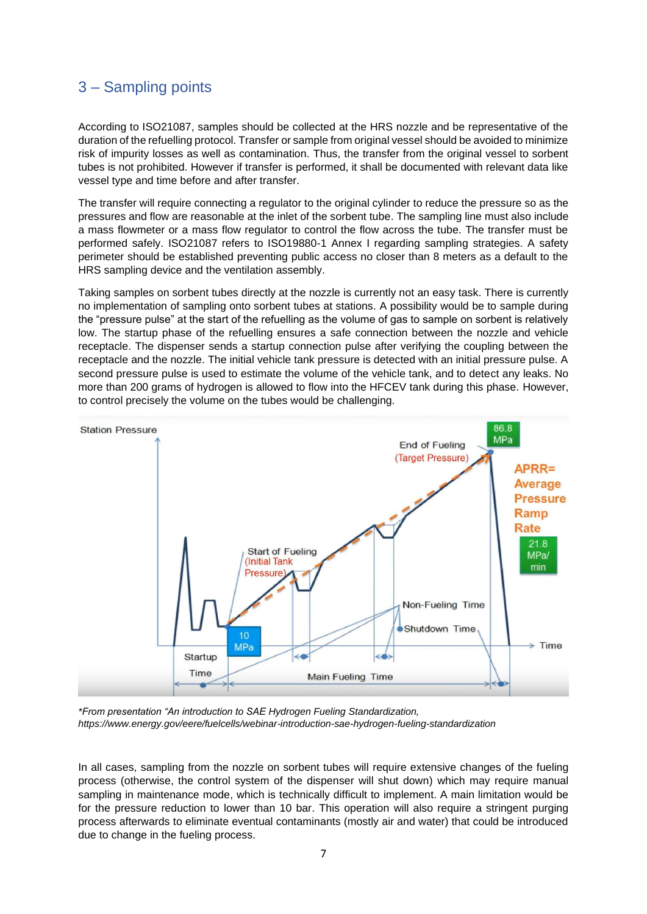## 3 – Sampling points

According to ISO21087, samples should be collected at the HRS nozzle and be representative of the duration of the refuelling protocol. Transfer or sample from original vessel should be avoided to minimize risk of impurity losses as well as contamination. Thus, the transfer from the original vessel to sorbent tubes is not prohibited. However if transfer is performed, it shall be documented with relevant data like vessel type and time before and after transfer.

The transfer will require connecting a regulator to the original cylinder to reduce the pressure so as the pressures and flow are reasonable at the inlet of the sorbent tube. The sampling line must also include a mass flowmeter or a mass flow regulator to control the flow across the tube. The transfer must be performed safely. ISO21087 refers to ISO19880-1 Annex I regarding sampling strategies. A safety perimeter should be established preventing public access no closer than 8 meters as a default to the HRS sampling device and the ventilation assembly.

Taking samples on sorbent tubes directly at the nozzle is currently not an easy task. There is currently no implementation of sampling onto sorbent tubes at stations. A possibility would be to sample during the "pressure pulse" at the start of the refuelling as the volume of gas to sample on sorbent is relatively low. The startup phase of the refuelling ensures a safe connection between the nozzle and vehicle receptacle. The dispenser sends a startup connection pulse after verifying the coupling between the receptacle and the nozzle. The initial vehicle tank pressure is detected with an initial pressure pulse. A second pressure pulse is used to estimate the volume of the vehicle tank, and to detect any leaks. No more than 200 grams of hydrogen is allowed to flow into the HFCEV tank during this phase. However, to control precisely the volume on the tubes would be challenging.

*From presentation "An introduction to SAE Hydrogen Fueling Standardization, https://www.energy.gov/eere/fuelcells/webinar-introduction-sae-hydrogen-fueling-standardization*

In all cases, sampling from the nozzle on sorbent tubes will require extensive changes of the fueling process (otherwise, the control system of the dispenser will shut down) which may require manual sampling in maintenance mode, which is technically difficult to implement. A main limitation would be for the pressure reduction to lower than 10 bar. This operation will also require a stringent purging process afterwards to eliminate eventual contaminants (mostly air and water) that could be introduced due to change in the fueling process.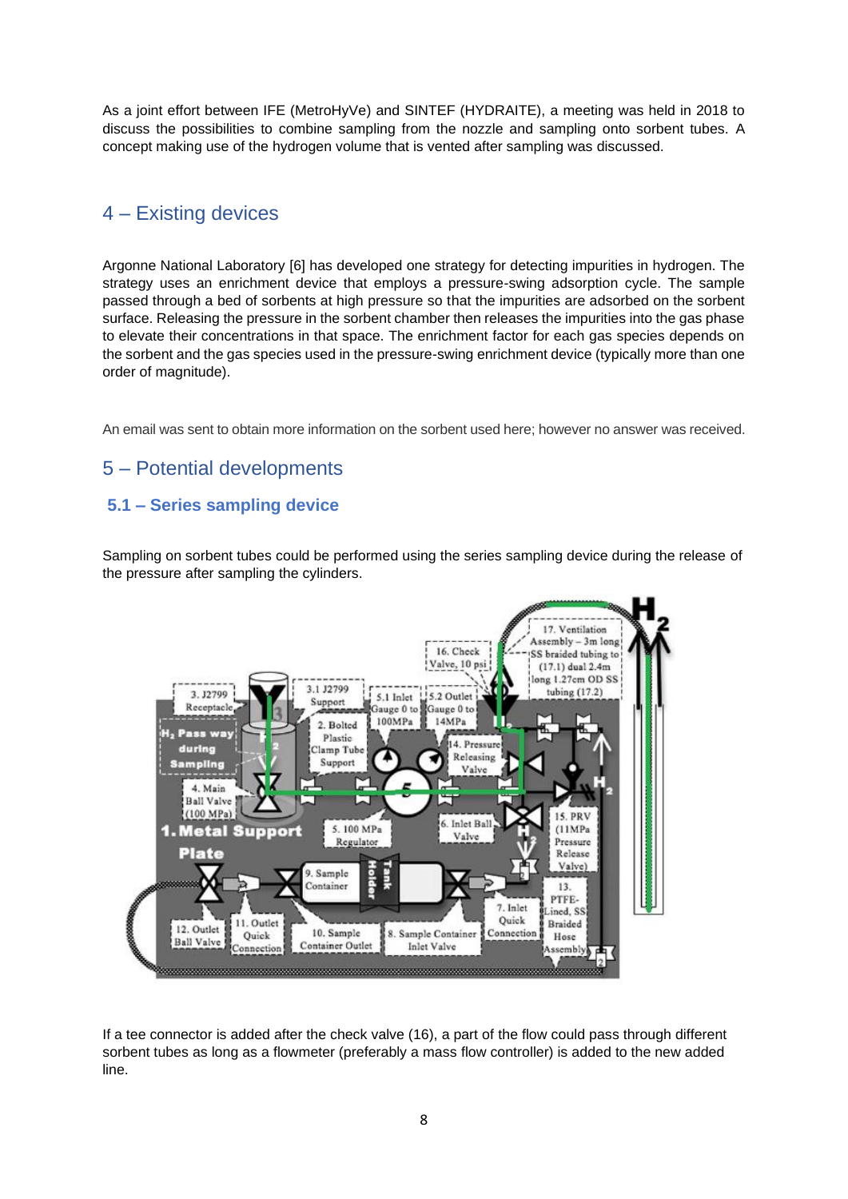As a joint effort between IFE (MetroHyVe) and SINTEF (HYDRAITE), a meeting was held in 2018 to discuss the possibilities to combine sampling from the nozzle and sampling onto sorbent tubes. A concept making use of the hydrogen volume that is vented after sampling was discussed.

## 4 – Existing devices

Argonne National Laboratory [6] has developed one strategy for detecting impurities in hydrogen. The strategy uses an enrichment device that employs a pressure-swing adsorption cycle. The sample passed through a bed of sorbents at high pressure so that the impurities are adsorbed on the sorbent surface. Releasing the pressure in the sorbent chamber then releases the impurities into the gas phase to elevate their concentrations in that space. The enrichment factor for each gas species depends on the sorbent and the gas species used in the pressure-swing enrichment device (typically more than one order of magnitude).

An email was sent to obtain more information on the sorbent used here; however no answer was received.

## 5 – Potential developments

### 5.1 – Series sampling device

Sampling on sorbent tubes could be performed using the series sampling device during the release of the pressure after sampling the cylinders.

If a tee connector is added after the check valve (16), a part of the flow could pass through different sorbent tubes as long as a flowmeter (preferably a mass flow controller) is added to the new added line.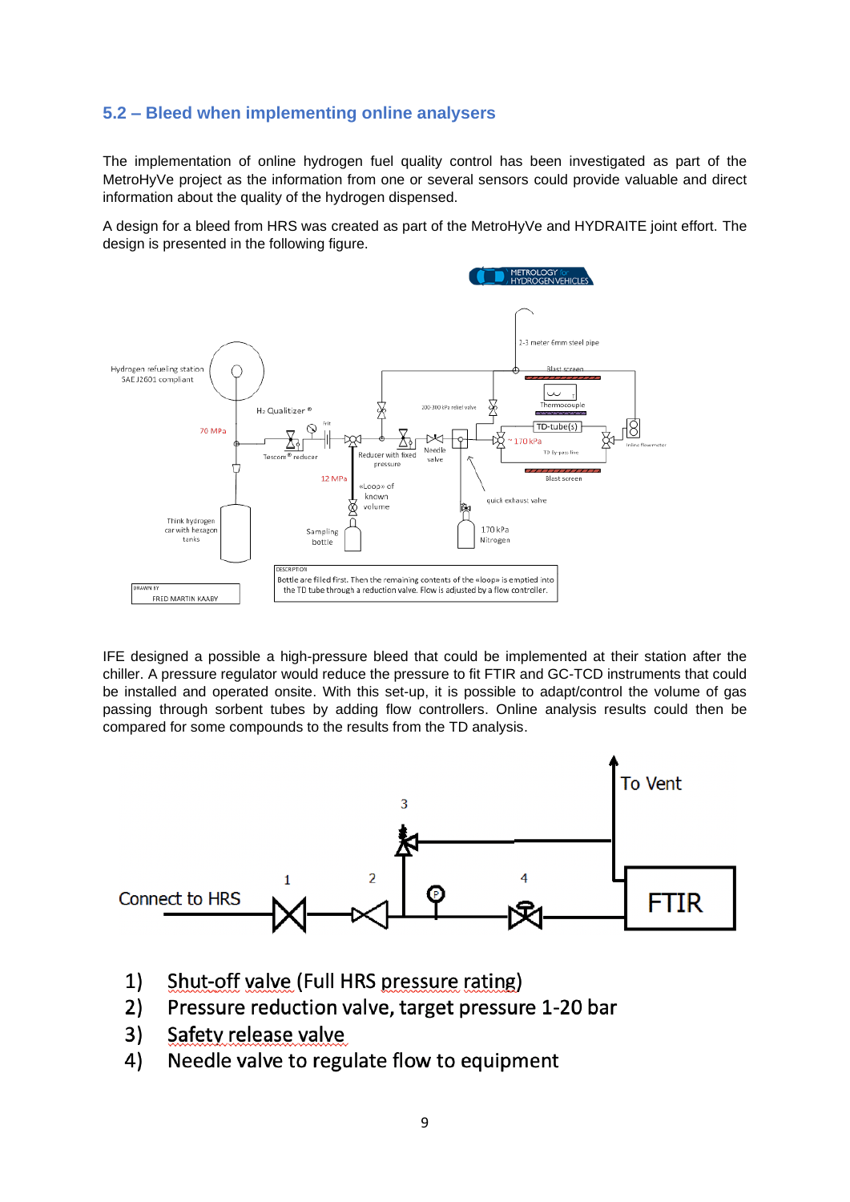### 5.2 – Bleed when implementing online analysers

The implementation of online hydrogen fuel quality control has been investigated as part of the MetroHyVe project as the information from one or several sensors could provide valuable and direct information about the quality of the hydrogen dispensed.

A design for a bleed from HRS was created as part of the MetroHyVe and HYDRAITE joint effort. The design is presented in the following figure.

IFE designed a possible a high-pressure bleed that could be implemented at their station after the chiller. A pressure regulator would reduce the pressure to fit FTIR and GC-TCD instruments that could be installed and operated onsite. With this set-up, it is possible to adapt/control the volume of gas passing through sorbent tubes by adding flow controllers. Online analysis results could then be compared for some compounds to the results from the TD analysis.

1) Shut-off valve (Full HRS pressure rating)
2) Pressure reduction valve, target pressure 1-20 bar
3) Safety release valve
4) Needle valve to regulate flow to equipment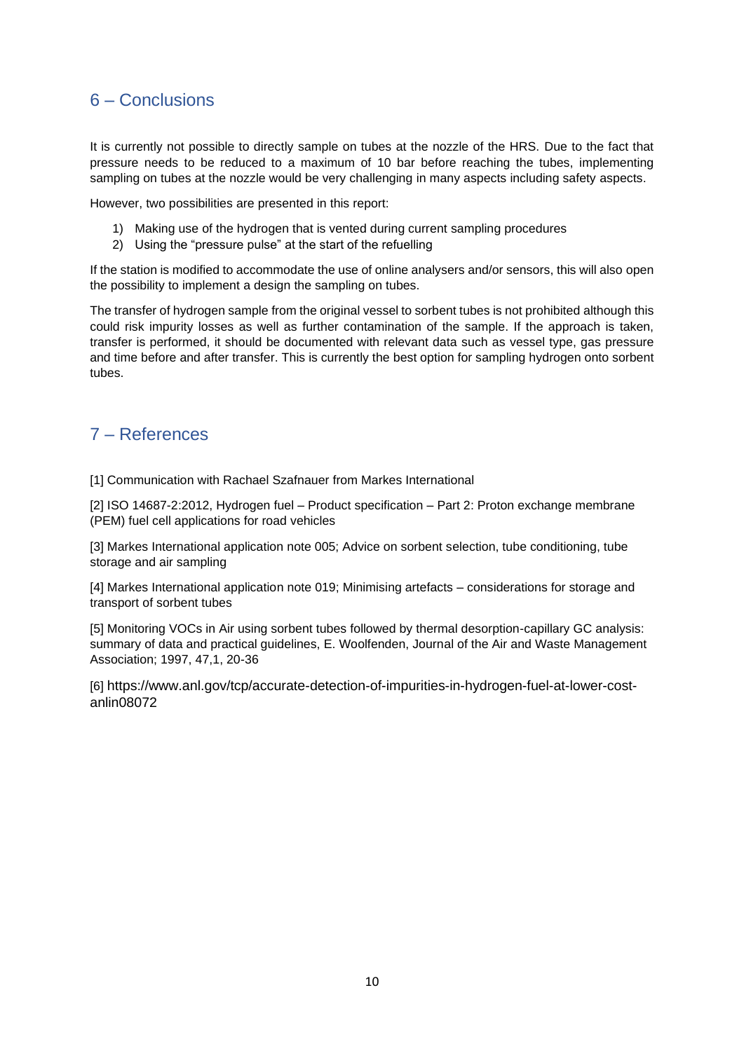## 6 – Conclusions

It is currently not possible to directly sample on tubes at the nozzle of the HRS. Due to the fact that pressure needs to be reduced to a maximum of 10 bar before reaching the tubes, implementing sampling on tubes at the nozzle would be very challenging in many aspects including safety aspects.

However, two possibilities are presented in this report:

1) Making use of the hydrogen that is vented during current sampling procedures
2) Using the "pressure pulse" at the start of the refuelling

If the station is modified to accommodate the use of online analysers and/or sensors, this will also open the possibility to implement a design the sampling on tubes.

The transfer of hydrogen sample from the original vessel to sorbent tubes is not prohibited although this could risk impurity losses as well as further contamination of the sample. If the approach is taken, transfer is performed, it should be documented with relevant data such as vessel type, gas pressure and time before and after transfer. This is currently the best option for sampling hydrogen onto sorbent tubes.

## 7 – References

[1] Communication with Rachael Szafnauer from Markes International

[2] ISO 14687-2:2012, Hydrogen fuel – Product specification – Part 2: Proton exchange membrane (PEM) fuel cell applications for road vehicles

[3] Markes International application note 005; Advice on sorbent selection, tube conditioning, tube storage and air sampling

[4] Markes International application note 019; Minimising artefacts – considerations for storage and transport of sorbent tubes

[5] Monitoring VOCs in Air using sorbent tubes followed by thermal desorption-capillary GC analysis: summary of data and practical guidelines, E. Woolfenden, Journal of the Air and Waste Management Association; 1997, 47,1, 20-36

[6] https://www.anl.gov/tcp/accurate-detection-of-impurities-in-hydrogen-fuel-at-lower-cost-anlin08072